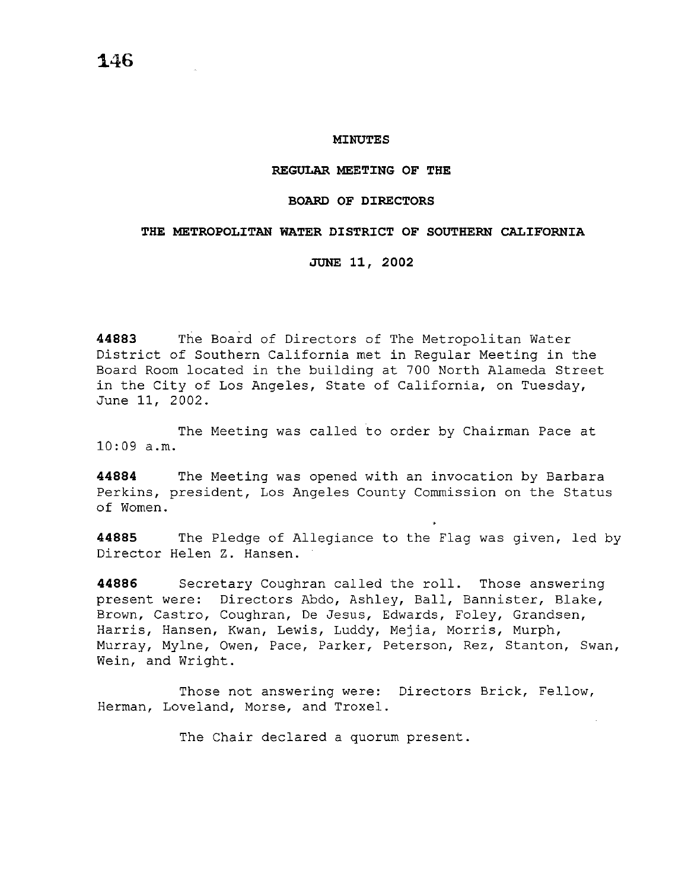# MINUTES

## REGULAR MEETING OF THE

## BOARD OF DIRECTORS

## THE METROPOLITAN WATER DISTRICT OF SOUTHERN CALIFORNIA

## JUNE 11, 2002

**44883** The Board of Directors of The Metropolitan Water District of Southern California met in Regular Meeting in the Board Room located in the building at 700 North Alameda Street in the City of Los Angeles, State of California, on Tuesday, June 11, 2002.

The Meeting was called to order by Chairman Pace at 10:09 a.m.

**44884** The Meeting was opened with an invocation by Barbara Perkins, president, Los Angeles County Commission on the Status of Women.

**44885** The Pledge of Allegiance to the Flag was given, led by Director Helen Z. Hansen.

**44886** Secretary Coughran called the roll. Those answering present were: Directors Abdo, Ashley, Ball, Bannister, Blake, Brown, Castro, Coughran, De Jesus, Edwards, Foley, Grandsen, Harris, Hansen, Kwan, Lewis, Luddy, Mejia, Morris, Murph, Murray, Mylne, Owen, Pace, Parker, Peterson, Rez, Stanton, Swan, Wein, and Wright.

Those not answering were: Directors Brick, Fellow, Herman, Loveland, Morse, and Troxel.

The Chair declared a quorum present.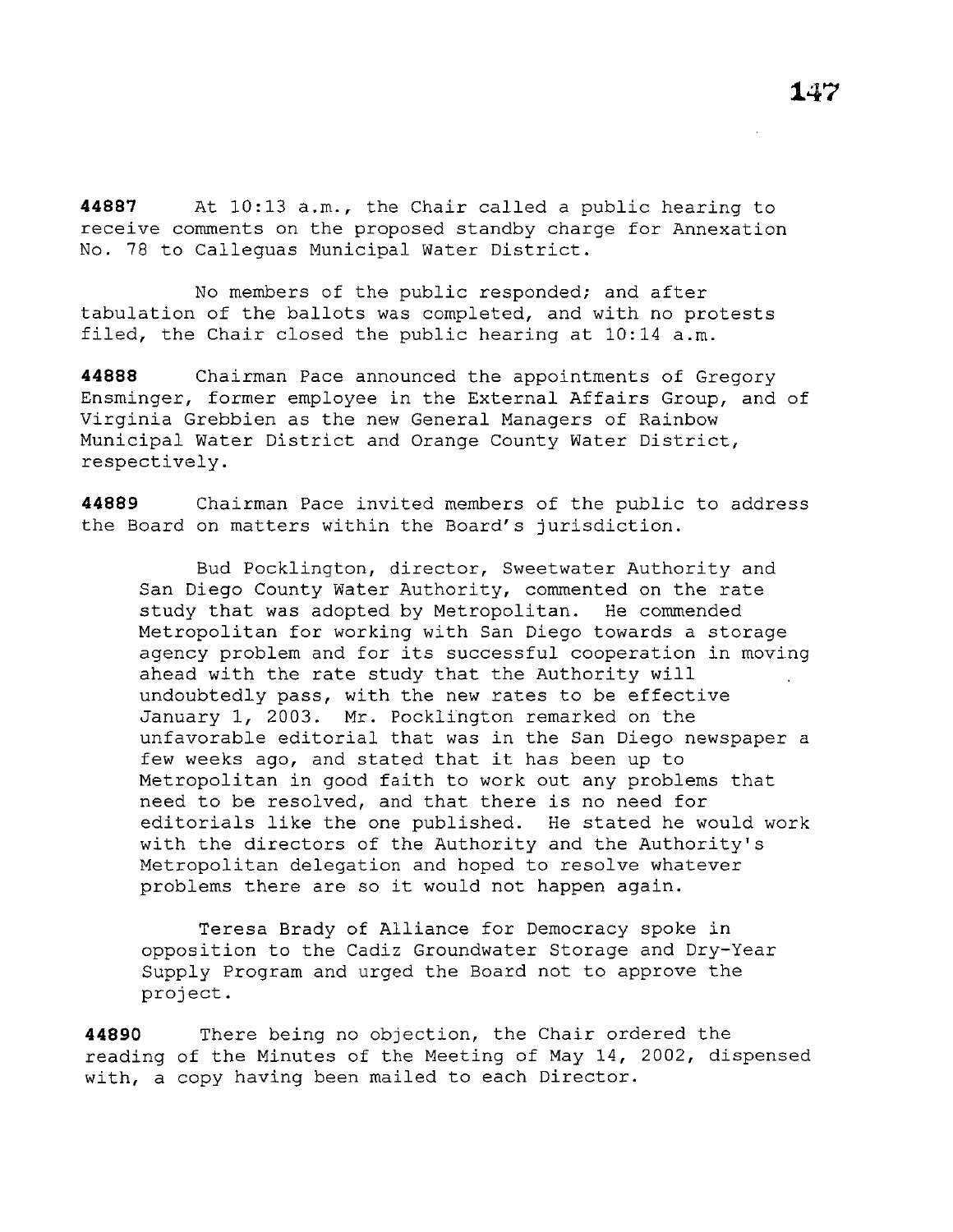**44887** At 10:13 a.m., the Chair called a public hearing to receive comments on the proposed standby charge for Annexation No. 78 to Calleguas Municipal Water District.

No members of the public responded; and after tabulation of the ballots was completed, and with no protests filed, the Chair closed the public hearing at 10:14 a.m.

**44888** Chairman Pace announced the appointments of Gregory Ensminger, former employee in the External Affairs Group, and of Virginia Grebbien as the new General Managers of Rainbow Municipal Water District and Orange County Water District, respectively.

**44889** Chairman Pace invited members of the public to address the Board on matters within the Board's jurisdiction.

> Bud Pocklington, director, Sweetwater Authority and San Diego County Water Authority, commented on the rate study that was adopted by Metropolitan. He commended Metropolitan for working with San Diego towards a storage agency problem and for its successful cooperation in moving ahead with the rate study that the Authority will undoubtedly pass, with the new rates to be effective January 1, 2003. Mr. Pocklington remarked on the unfavorable editorial that was in the San Diego newspaper a few weeks ago, and stated that it has been up to Metropolitan in good faith to work out any problems that need to be resolved, and that there is no need for editorials like the one published. He stated he would work with the directors of the Authority and the Authority's Metropolitan delegation and hoped to resolve whatever problems there are so it would not happen again.
>
> Teresa Brady of Alliance for Democracy spoke in opposition to the Cadiz Groundwater Storage and Dry-Year Supply Program and urged the Board not to approve the project.

**44890** There being no objection, the Chair ordered the reading of the Minutes of the Meeting of May 14, 2002, dispensed with, a copy having been mailed to each Director.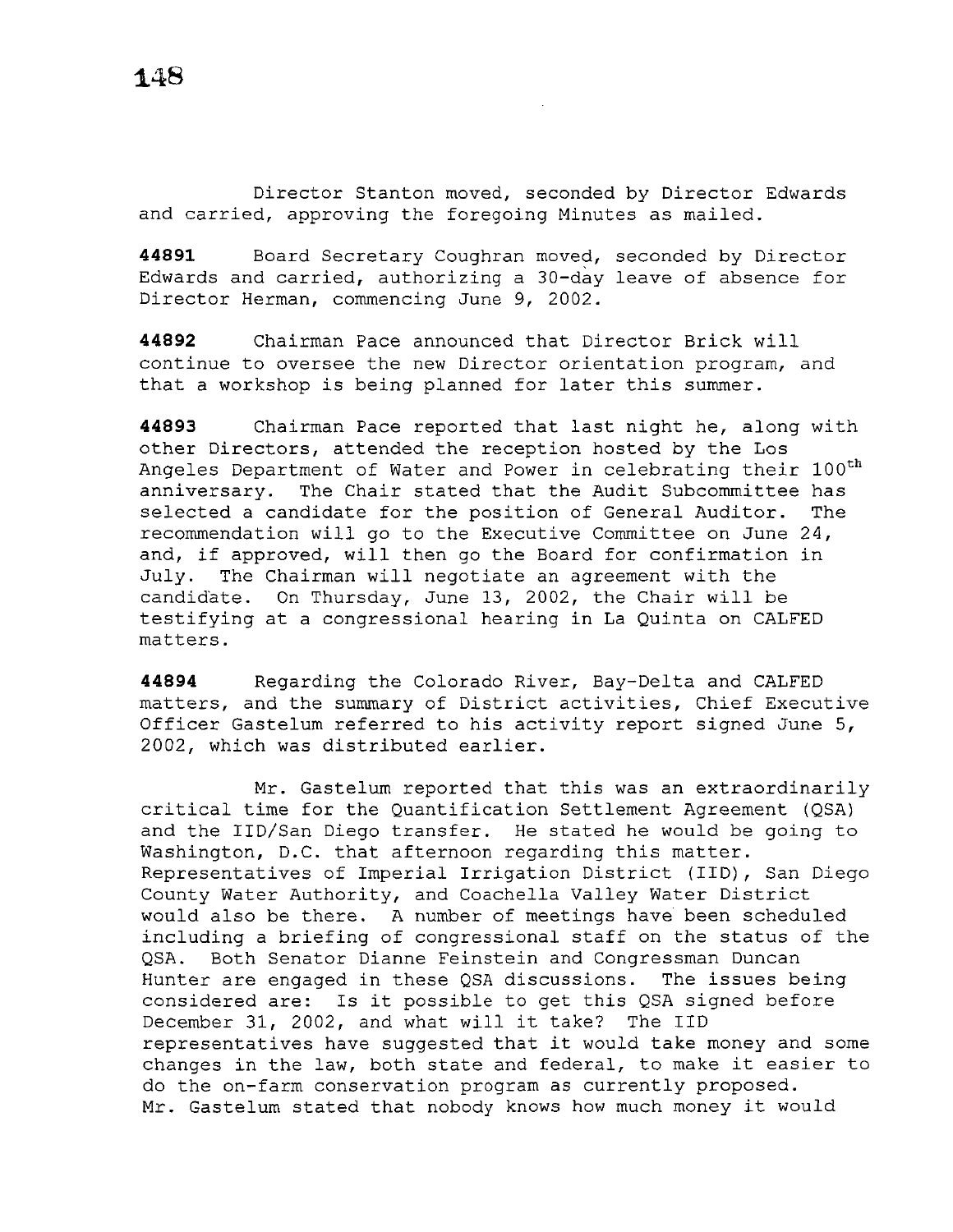Director Stanton moved, seconded by Director Edwards and carried, approving the foregoing Minutes as mailed.

**44891** Board Secretary Coughran moved, seconded by Director Edwards and carried, authorizing a 30-day leave of absence for Director Herman, commencing June 9, 2002.

**44892** Chairman Pace announced that Director Brick will continue to oversee the new Director orientation program, and that a workshop is being planned for later this summer.

**44893** Chairman Pace reported that last night he, along with other Directors, attended the reception hosted by the Los Angeles Department of Water and Power in celebrating their 100th anniversary. The Chair stated that the Audit Subcommittee has selected a candidate for the position of General Auditor. The recommendation will go to the Executive Committee on June 24, and, if approved, will then go the Board for confirmation in July. The Chairman will negotiate an agreement with the candidate. On Thursday, June 13, 2002, the Chair will be testifying at a congressional hearing in La Quinta on CALFED matters.

**44894** Regarding the Colorado River, Bay-Delta and CALFED matters, and the summary of District activities, Chief Executive Officer Gastelum referred to his activity report signed June 5, 2002, which was distributed earlier.

Mr. Gastelum reported that this was an extraordinarily critical time for the Quantification Settlement Agreement (QSA) and the IID/San Diego transfer. He stated he would be going to Washington, D.C. that afternoon regarding this matter. Representatives of Imperial Irrigation District (IID), San Diego County Water Authority, and Coachella Valley Water District would also be there. A number of meetings have been scheduled including a briefing of congressional staff on the status of the QSA. Both Senator Dianne Feinstein and Congressman Duncan Hunter are engaged in these QSA discussions. The issues being considered are: Is it possible to get this QSA signed before December 31, 2002, and what will it take? The IID representatives have suggested that it would take money and some changes in the law, both state and federal, to make it easier to do the on-farm conservation program as currently proposed. Mr. Gastelum stated that nobody knows how much money it would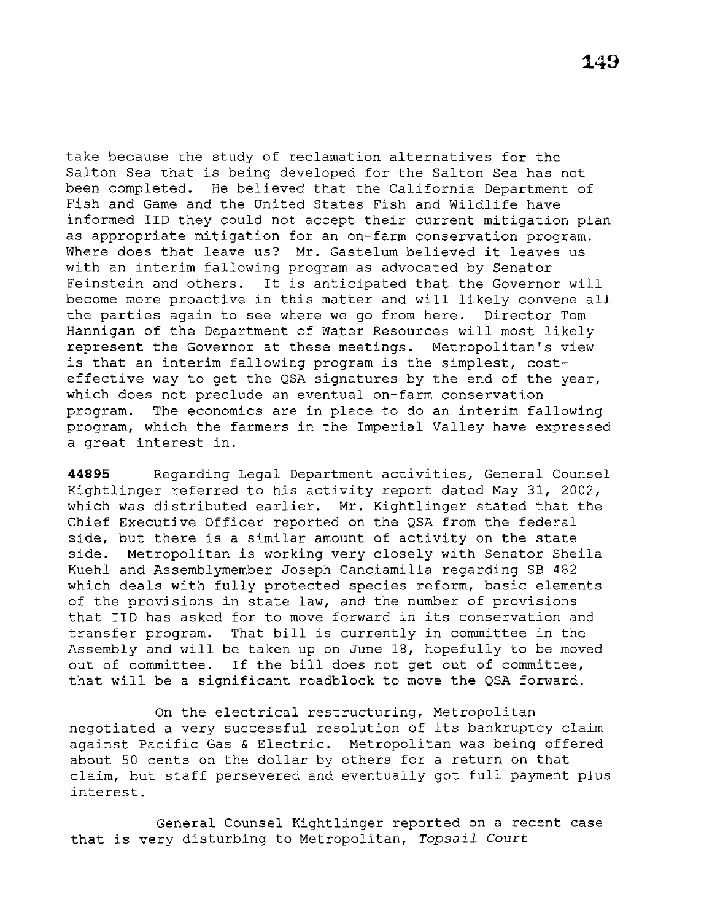take because the study of reclamation alternatives for the Salton Sea that is being developed for the Salton Sea has not been completed. He believed that the California Department of Fish and Game and the United States Fish and Wildlife have informed IID they could not accept their current mitigation plan as appropriate mitigation for an on-farm conservation program. Where does that leave us? Mr. Gastelum believed it leaves us with an interim fallowing program as advocated by Senator Feinstein and others. It is anticipated that the Governor will become more proactive in this matter and will likely convene all the parties again to see where we go from here. Director Tom Hannigan of the Department of Water Resources will most likely represent the Governor at these meetings. Metropolitan's view is that an interim fallowing program is the simplest, cost-effective way to get the QSA signatures by the end of the year, which does not preclude an eventual on-farm conservation program. The economics are in place to do an interim fallowing program, which the farmers in the Imperial Valley have expressed a great interest in.

**44895** Regarding Legal Department activities, General Counsel Kightlinger referred to his activity report dated May 31, 2002, which was distributed earlier. Mr. Kightlinger stated that the Chief Executive Officer reported on the QSA from the federal side, but there is a similar amount of activity on the state side. Metropolitan is working very closely with Senator Sheila Kuehl and Assemblymember Joseph Canciamilla regarding SB 482 which deals with fully protected species reform, basic elements of the provisions in state law, and the number of provisions that IID has asked for to move forward in its conservation and transfer program. That bill is currently in committee in the Assembly and will be taken up on June 18, hopefully to be moved out of committee. If the bill does not get out of committee, that will be a significant roadblock to move the QSA forward.

On the electrical restructuring, Metropolitan negotiated a very successful resolution of its bankruptcy claim against Pacific Gas & Electric. Metropolitan was being offered about 50 cents on the dollar by others for a return on that claim, but staff persevered and eventually got full payment plus interest.

General Counsel Kightlinger reported on a recent case that is very disturbing to Metropolitan, *Topsail Court*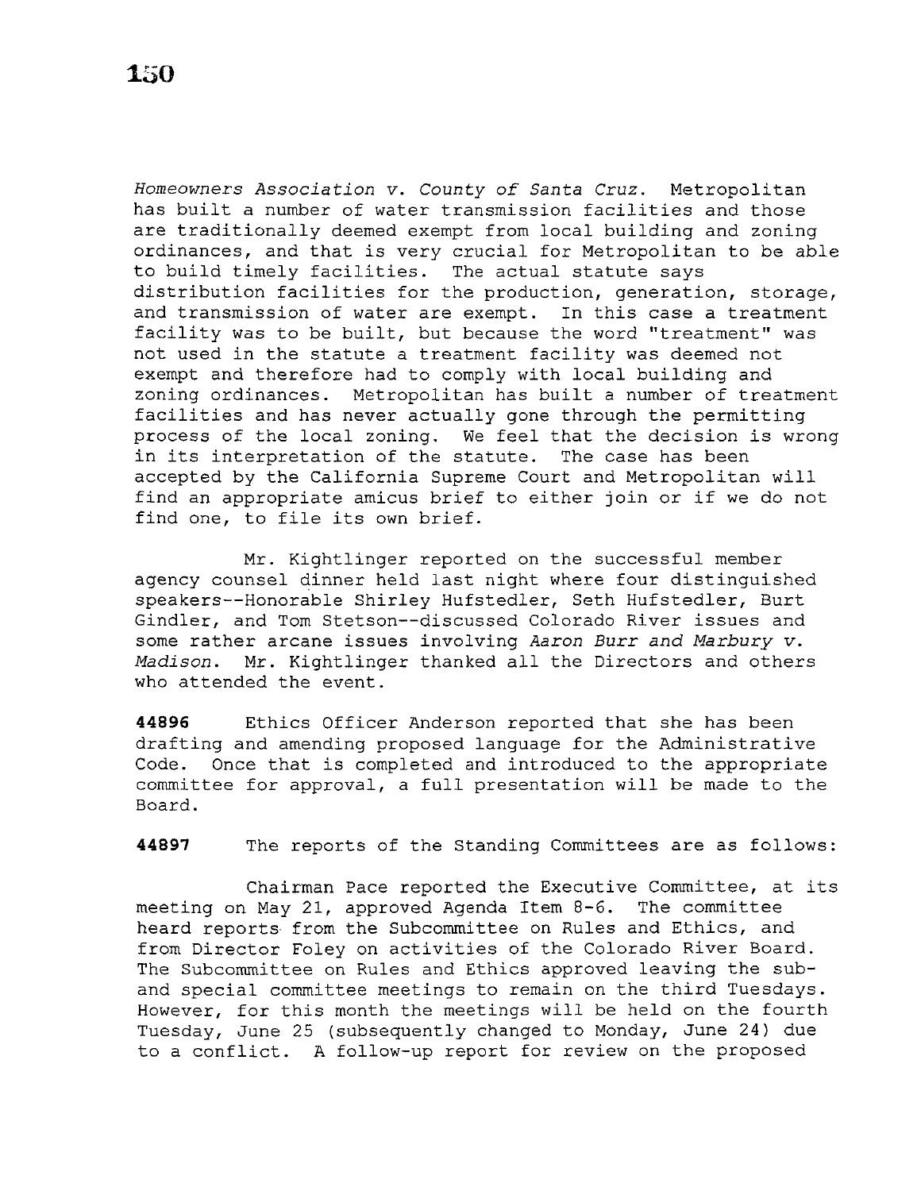*Homeowners Association v. County of Santa Cruz*. Metropolitan has built a number of water transmission facilities and those are traditionally deemed exempt from local building and zoning ordinances, and that is very crucial for Metropolitan to be able to build timely facilities. The actual statute says distribution facilities for the production, generation, storage, and transmission of water are exempt. In this case a treatment facility was to be built, but because the word "treatment" was not used in the statute a treatment facility was deemed not exempt and therefore had to comply with local building and zoning ordinances. Metropolitan has built a number of treatment facilities and has never actually gone through the permitting process of the local zoning. We feel that the decision is wrong in its interpretation of the statute. The case has been accepted by the California Supreme Court and Metropolitan will find an appropriate amicus brief to either join or if we do not find one, to file its own brief.

Mr. Kightlinger reported on the successful member agency counsel dinner held last night where four distinguished speakers--Honorable Shirley Hufstedler, Seth Hufstedler, Burt Gindler, and Tom Stetson--discussed Colorado River issues and some rather arcane issues involving *Aaron Burr and Marbury v. Madison*. Mr. Kightlinger thanked all the Directors and others who attended the event.

**44896** Ethics Officer Anderson reported that she has been drafting and amending proposed language for the Administrative Code. Once that is completed and introduced to the appropriate committee for approval, a full presentation will be made to the Board.

**44897** The reports of the Standing Committees are as follows:

Chairman Pace reported the Executive Committee, at its meeting on May 21, approved Agenda Item 8-6. The committee heard reports from the Subcommittee on Rules and Ethics, and from Director Foley on activities of the Colorado River Board. The Subcommittee on Rules and Ethics approved leaving the sub- and special committee meetings to remain on the third Tuesdays. However, for this month the meetings will be held on the fourth Tuesday, June 25 (subsequently changed to Monday, June 24) due to a conflict. A follow-up report for review on the proposed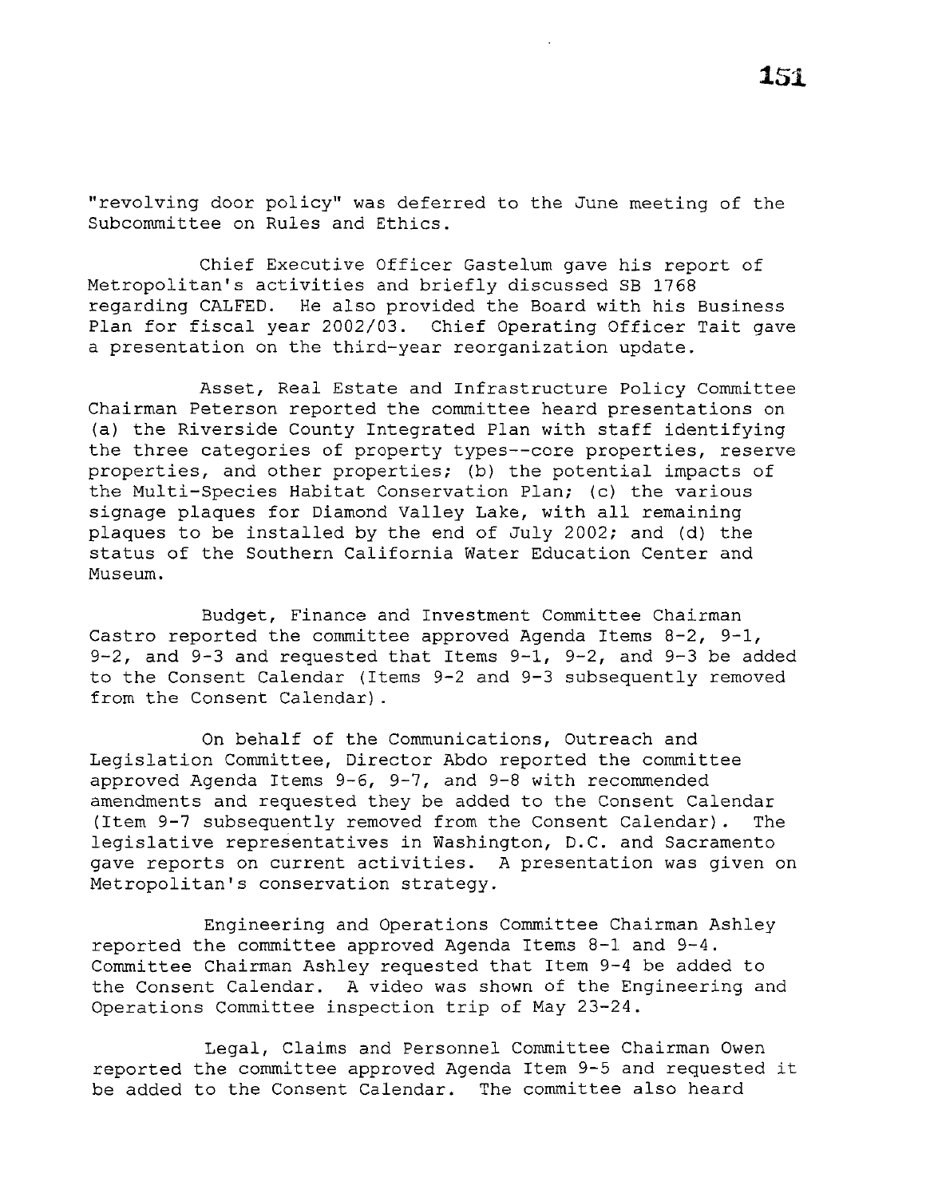"revolving door policy" was deferred to the June meeting of the Subcommittee on Rules and Ethics.

Chief Executive Officer Gastelum gave his report of Metropolitan's activities and briefly discussed SB 1768 regarding CALFED. He also provided the Board with his Business Plan for fiscal year 2002/03. Chief Operating Officer Tait gave a presentation on the third-year reorganization update.

Asset, Real Estate and Infrastructure Policy Committee Chairman Peterson reported the committee heard presentations on (a) the Riverside County Integrated Plan with staff identifying the three categories of property types--core properties, reserve properties, and other properties; (b) the potential impacts of the Multi-Species Habitat Conservation Plan; (c) the various signage plaques for Diamond Valley Lake, with all remaining plaques to be installed by the end of July 2002; and (d) the status of the Southern California Water Education Center and Museum.

Budget, Finance and Investment Committee Chairman Castro reported the committee approved Agenda Items 8-2, 9-1, 9-2, and 9-3 and requested that Items 9-1, 9-2, and 9-3 be added to the Consent Calendar (Items 9-2 and 9-3 subsequently removed from the Consent Calendar).

On behalf of the Communications, Outreach and Legislation Committee, Director Abdo reported the committee approved Agenda Items 9-6, 9-7, and 9-8 with recommended amendments and requested they be added to the Consent Calendar (Item 9-7 subsequently removed from the Consent Calendar). The legislative representatives in Washington, D.C. and Sacramento gave reports on current activities. A presentation was given on Metropolitan's conservation strategy.

Engineering and Operations Committee Chairman Ashley reported the committee approved Agenda Items 8-1 and 9-4. Committee Chairman Ashley requested that Item 9-4 be added to the Consent Calendar. A video was shown of the Engineering and Operations Committee inspection trip of May 23-24.

Legal, Claims and Personnel Committee Chairman Owen reported the committee approved Agenda Item 9-5 and requested it be added to the Consent Calendar. The committee also heard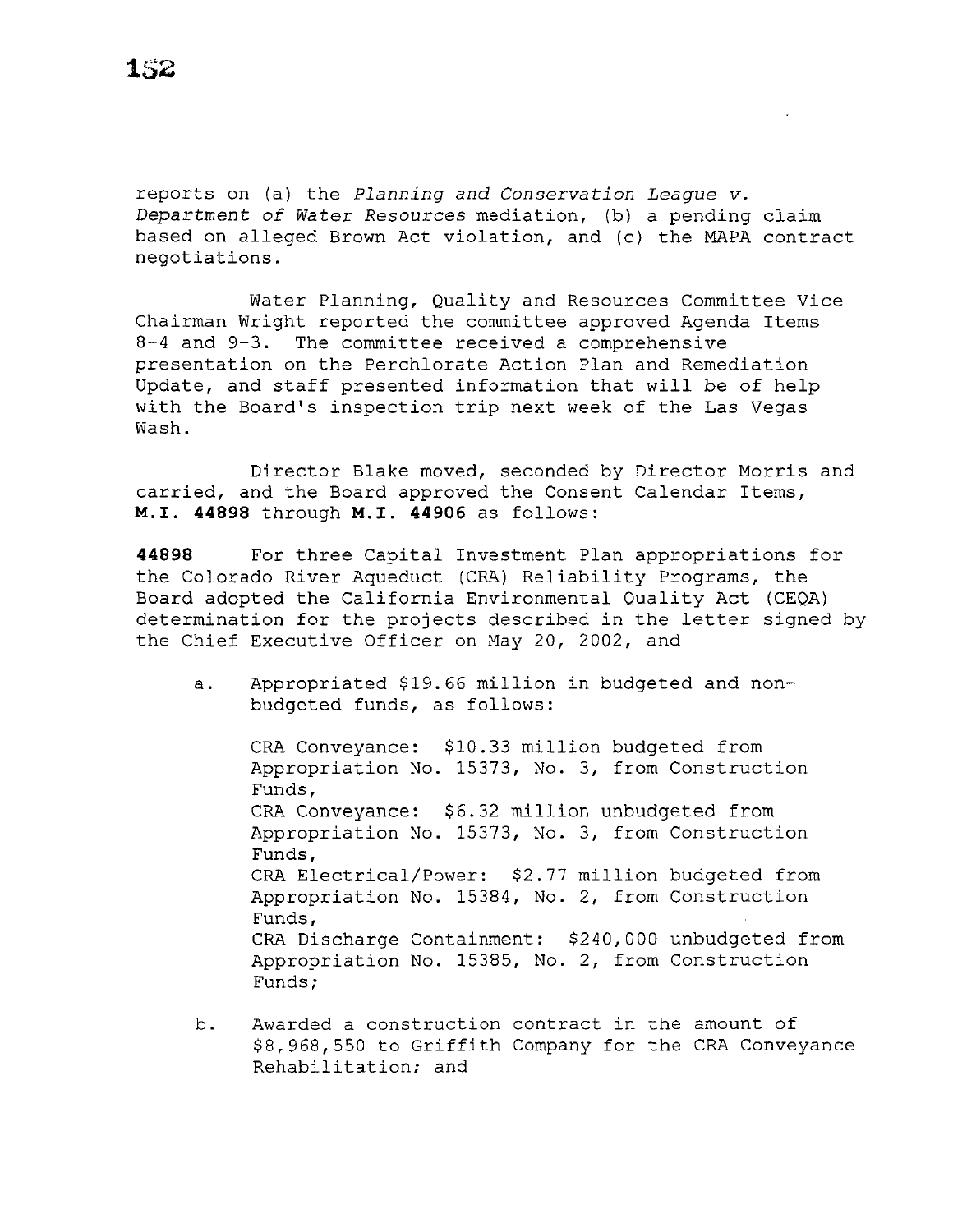reports on (a) the *Planning and Conservation League v. Department of Water Resources* mediation, (b) a pending claim based on alleged Brown Act violation, and (c) the MAPA contract negotiations.

Water Planning, Quality and Resources Committee Vice Chairman Wright reported the committee approved Agenda Items 8-4 and 9-3. The committee received a comprehensive presentation on the Perchlorate Action Plan and Remediation Update, and staff presented information that will be of help with the Board's inspection trip next week of the Las Vegas Wash.

Director Blake moved, seconded by Director Morris and carried, and the Board approved the Consent Calendar Items, **M.I. 44898** through **M.I. 44906** as follows:

**44898** For three Capital Investment Plan appropriations for the Colorado River Aqueduct (CRA) Reliability Programs, the Board adopted the California Environmental Quality Act (CEQA) determination for the projects described in the letter signed by the Chief Executive Officer on May 20, 2002, and

a. Appropriated $19.66 million in budgeted and non-budgeted funds, as follows:

   CRA Conveyance: $10.33 million budgeted from Appropriation No. 15373, No. 3, from Construction Funds,
   CRA Conveyance: $6.32 million unbudgeted from Appropriation No. 15373, No. 3, from Construction Funds,
   CRA Electrical/Power: $2.77 million budgeted from Appropriation No. 15384, No. 2, from Construction Funds,
   CRA Discharge Containment: $240,000 unbudgeted from Appropriation No. 15385, No. 2, from Construction Funds;

b. Awarded a construction contract in the amount of $8,968,550 to Griffith Company for the CRA Conveyance Rehabilitation; and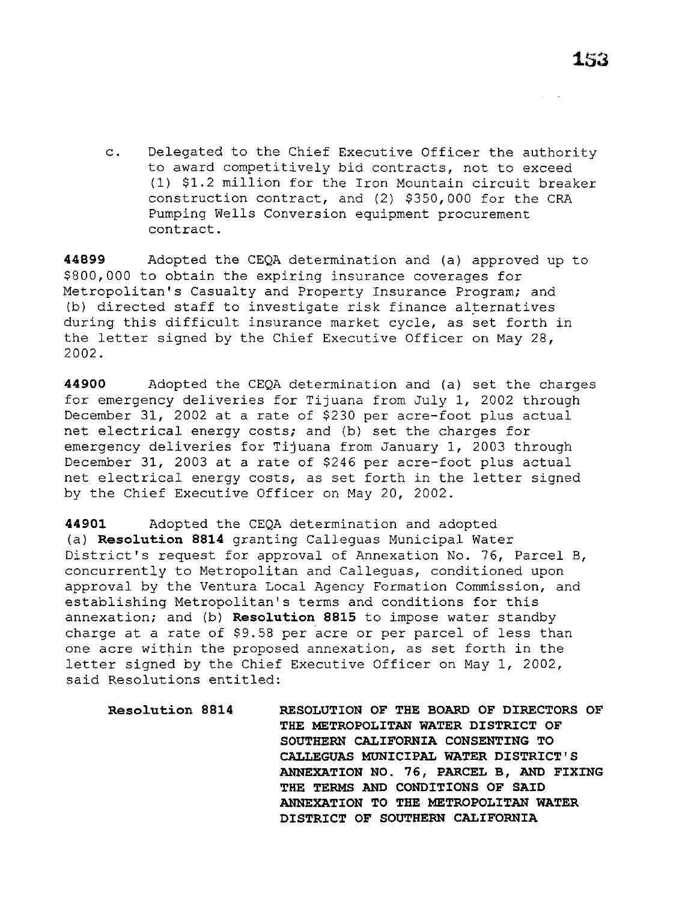c. Delegated to the Chief Executive Officer the authority to award competitively bid contracts, not to exceed (1) $1.2 million for the Iron Mountain circuit breaker construction contract, and (2) $350,000 for the CRA Pumping Wells Conversion equipment procurement contract.

**44899** Adopted the CEQA determination and (a) approved up to $800,000 to obtain the expiring insurance coverages for Metropolitan's Casualty and Property Insurance Program; and (b) directed staff to investigate risk finance alternatives during this difficult insurance market cycle, as set forth in the letter signed by the Chief Executive Officer on May 28, 2002.

**44900** Adopted the CEQA determination and (a) set the charges for emergency deliveries for Tijuana from July 1, 2002 through December 31, 2002 at a rate of $230 per acre-foot plus actual net electrical energy costs; and (b) set the charges for emergency deliveries for Tijuana from January 1, 2003 through December 31, 2003 at a rate of $246 per acre-foot plus actual net electrical energy costs, as set forth in the letter signed by the Chief Executive Officer on May 20, 2002.

**44901** Adopted the CEQA determination and adopted (a) **Resolution 8814** granting Calleguas Municipal Water District's request for approval of Annexation No. 76, Parcel B, concurrently to Metropolitan and Calleguas, conditioned upon approval by the Ventura Local Agency Formation Commission, and establishing Metropolitan's terms and conditions for this annexation; and (b) **Resolution 8815** to impose water standby charge at a rate of $9.58 per acre or per parcel of less than one acre within the proposed annexation, as set forth in the letter signed by the Chief Executive Officer on May 1, 2002, said Resolutions entitled:

**Resolution 8814** **RESOLUTION OF THE BOARD OF DIRECTORS OF THE METROPOLITAN WATER DISTRICT OF SOUTHERN CALIFORNIA CONSENTING TO CALLEGUAS MUNICIPAL WATER DISTRICT'S ANNEXATION NO. 76, PARCEL B, AND FIXING THE TERMS AND CONDITIONS OF SAID ANNEXATION TO THE METROPOLITAN WATER DISTRICT OF SOUTHERN CALIFORNIA**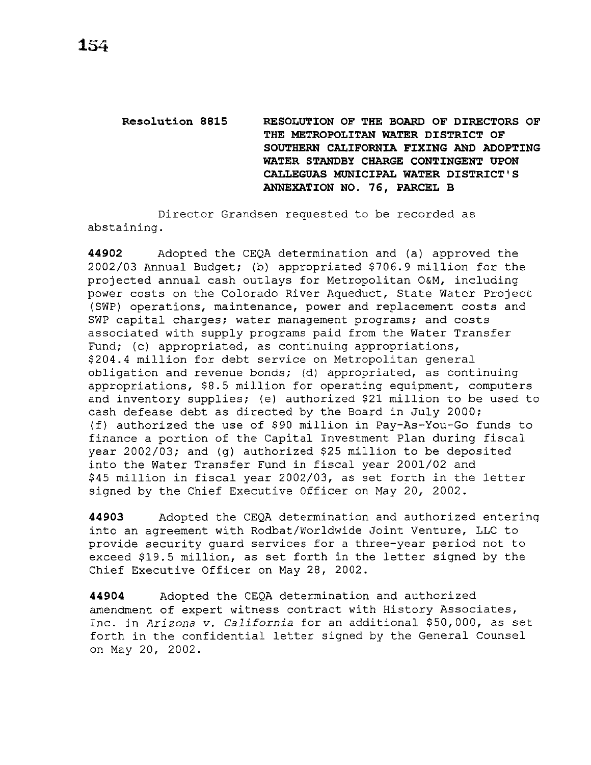**Resolution 8815** **RESOLUTION OF THE BOARD OF DIRECTORS OF THE METROPOLITAN WATER DISTRICT OF SOUTHERN CALIFORNIA FIXING AND ADOPTING WATER STANDBY CHARGE CONTINGENT UPON CALLEGUAS MUNICIPAL WATER DISTRICT'S ANNEXATION NO. 76, PARCEL B**

Director Grandsen requested to be recorded as abstaining.

**44902** Adopted the CEQA determination and (a) approved the 2002/03 Annual Budget; (b) appropriated $706.9 million for the projected annual cash outlays for Metropolitan O&M, including power costs on the Colorado River Aqueduct, State Water Project (SWP) operations, maintenance, power and replacement costs and SWP capital charges; water management programs; and costs associated with supply programs paid from the Water Transfer Fund; (c) appropriated, as continuing appropriations, $204.4 million for debt service on Metropolitan general obligation and revenue bonds; (d) appropriated, as continuing appropriations, $8.5 million for operating equipment, computers and inventory supplies; (e) authorized $21 million to be used to cash defease debt as directed by the Board in July 2000; (f) authorized the use of $90 million in Pay-As-You-Go funds to finance a portion of the Capital Investment Plan during fiscal year 2002/03; and (g) authorized $25 million to be deposited into the Water Transfer Fund in fiscal year 2001/02 and $45 million in fiscal year 2002/03, as set forth in the letter signed by the Chief Executive Officer on May 20, 2002.

**44903** Adopted the CEQA determination and authorized entering into an agreement with Rodbat/Worldwide Joint Venture, LLC to provide security guard services for a three-year period not to exceed $19.5 million, as set forth in the letter signed by the Chief Executive Officer on May 28, 2002.

**44904** Adopted the CEQA determination and authorized amendment of expert witness contract with History Associates, Inc. in *Arizona v. California* for an additional $50,000, as set forth in the confidential letter signed by the General Counsel on May 20, 2002.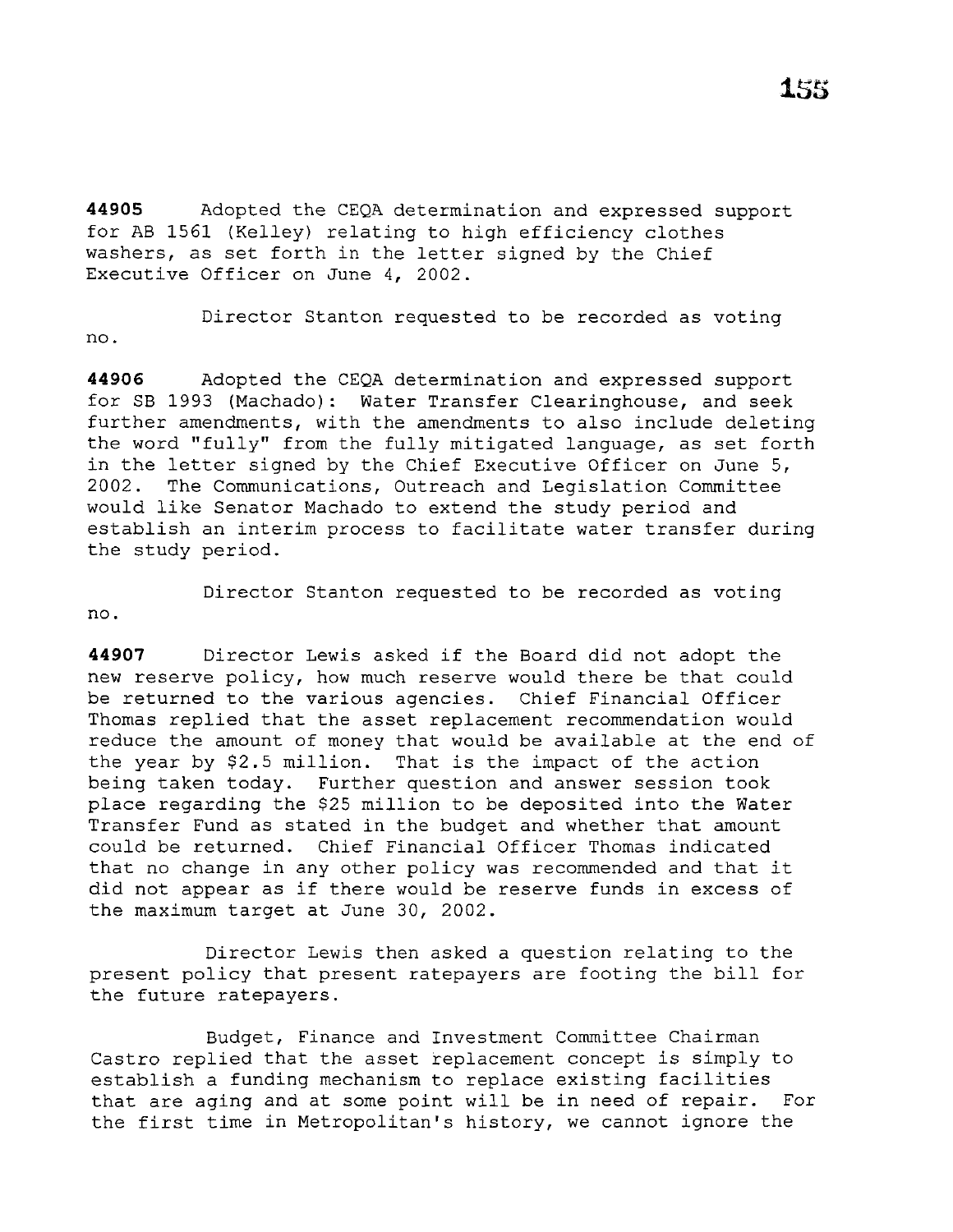**44905** Adopted the CEQA determination and expressed support for AB 1561 (Kelley) relating to high efficiency clothes washers, as set forth in the letter signed by the Chief Executive Officer on June 4, 2002.

Director Stanton requested to be recorded as voting no.

**44906** Adopted the CEQA determination and expressed support for SB 1993 (Machado): Water Transfer Clearinghouse, and seek further amendments, with the amendments to also include deleting the word "fully" from the fully mitigated language, as set forth in the letter signed by the Chief Executive Officer on June 5, 2002. The Communications, Outreach and Legislation Committee would like Senator Machado to extend the study period and establish an interim process to facilitate water transfer during the study period.

Director Stanton requested to be recorded as voting no.

**44907** Director Lewis asked if the Board did not adopt the new reserve policy, how much reserve would there be that could be returned to the various agencies. Chief Financial Officer Thomas replied that the asset replacement recommendation would reduce the amount of money that would be available at the end of the year by $2.5 million. That is the impact of the action being taken today. Further question and answer session took place regarding the $25 million to be deposited into the Water Transfer Fund as stated in the budget and whether that amount could be returned. Chief Financial Officer Thomas indicated that no change in any other policy was recommended and that it did not appear as if there would be reserve funds in excess of the maximum target at June 30, 2002.

Director Lewis then asked a question relating to the present policy that present ratepayers are footing the bill for the future ratepayers.

Budget, Finance and Investment Committee Chairman Castro replied that the asset replacement concept is simply to establish a funding mechanism to replace existing facilities that are aging and at some point will be in need of repair. For the first time in Metropolitan's history, we cannot ignore the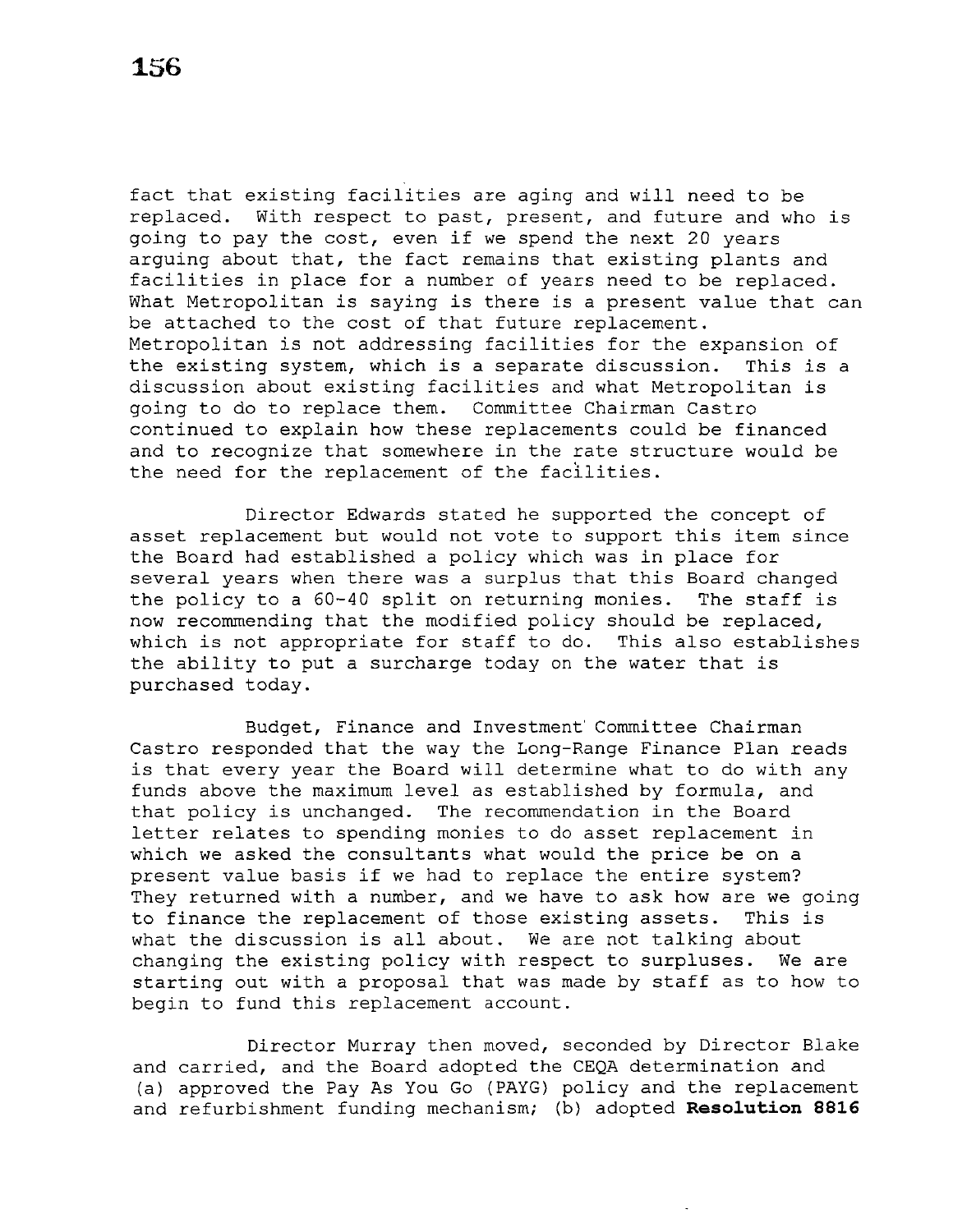fact that existing facilities are aging and will need to be replaced. With respect to past, present, and future and who is going to pay the cost, even if we spend the next 20 years arguing about that, the fact remains that existing plants and facilities in place for a number of years need to be replaced. What Metropolitan is saying is there is a present value that can be attached to the cost of that future replacement. Metropolitan is not addressing facilities for the expansion of the existing system, which is a separate discussion. This is a discussion about existing facilities and what Metropolitan is going to do to replace them. Committee Chairman Castro continued to explain how these replacements could be financed and to recognize that somewhere in the rate structure would be the need for the replacement of the facilities.

Director Edwards stated he supported the concept of asset replacement but would not vote to support this item since the Board had established a policy which was in place for several years when there was a surplus that this Board changed the policy to a 60-40 split on returning monies. The staff is now recommending that the modified policy should be replaced, which is not appropriate for staff to do. This also establishes the ability to put a surcharge today on the water that is purchased today.

Budget, Finance and Investment Committee Chairman Castro responded that the way the Long-Range Finance Plan reads is that every year the Board will determine what to do with any funds above the maximum level as established by formula, and that policy is unchanged. The recommendation in the Board letter relates to spending monies to do asset replacement in which we asked the consultants what would the price be on a present value basis if we had to replace the entire system? They returned with a number, and we have to ask how are we going to finance the replacement of those existing assets. This is what the discussion is all about. We are not talking about changing the existing policy with respect to surpluses. We are starting out with a proposal that was made by staff as to how to begin to fund this replacement account.

Director Murray then moved, seconded by Director Blake and carried, and the Board adopted the CEQA determination and (a) approved the Pay As You Go (PAYG) policy and the replacement and refurbishment funding mechanism; (b) adopted **Resolution 8816**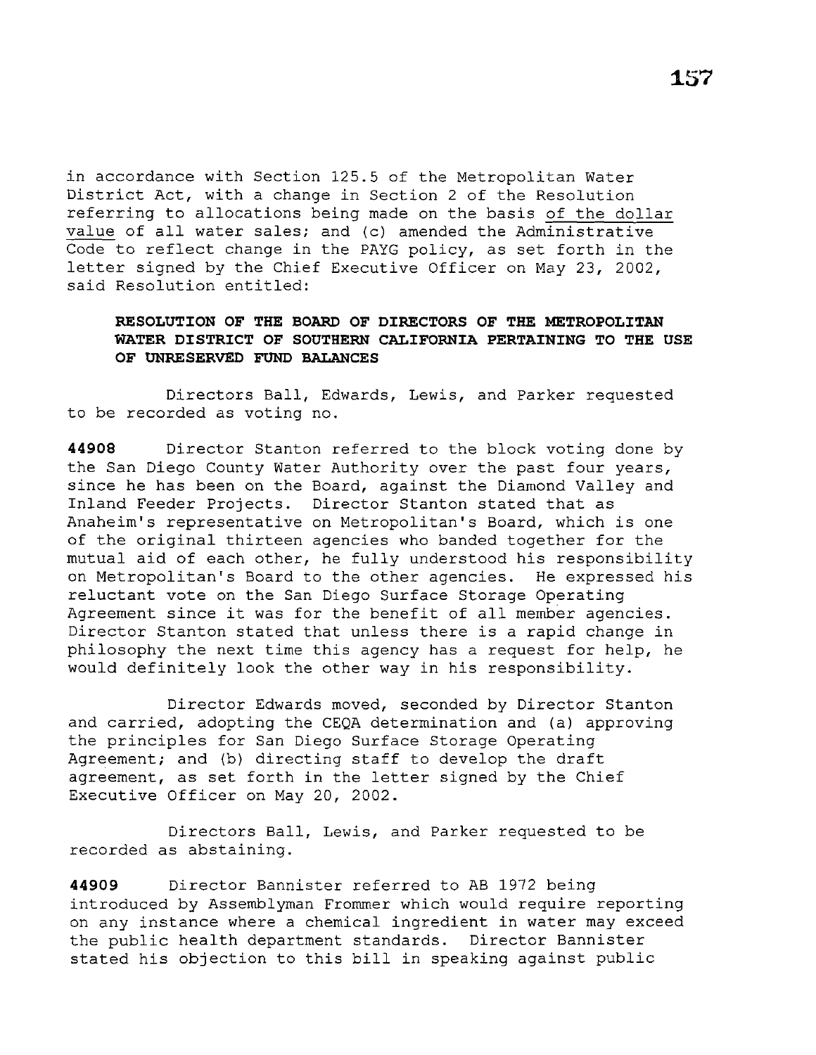in accordance with Section 125.5 of the Metropolitan Water District Act, with a change in Section 2 of the Resolution referring to allocations being made on the basis <u>of the dollar value</u> of all water sales; and (c) amended the Administrative Code to reflect change in the PAYG policy, as set forth in the letter signed by the Chief Executive Officer on May 23, 2002, said Resolution entitled:

**RESOLUTION OF THE BOARD OF DIRECTORS OF THE METROPOLITAN WATER DISTRICT OF SOUTHERN CALIFORNIA PERTAINING TO THE USE OF UNRESERVED FUND BALANCES**

Directors Ball, Edwards, Lewis, and Parker requested to be recorded as voting no.

**44908** Director Stanton referred to the block voting done by the San Diego County Water Authority over the past four years, since he has been on the Board, against the Diamond Valley and Inland Feeder Projects. Director Stanton stated that as Anaheim's representative on Metropolitan's Board, which is one of the original thirteen agencies who banded together for the mutual aid of each other, he fully understood his responsibility on Metropolitan's Board to the other agencies. He expressed his reluctant vote on the San Diego Surface Storage Operating Agreement since it was for the benefit of all member agencies. Director Stanton stated that unless there is a rapid change in philosophy the next time this agency has a request for help, he would definitely look the other way in his responsibility.

Director Edwards moved, seconded by Director Stanton and carried, adopting the CEQA determination and (a) approving the principles for San Diego Surface Storage Operating Agreement; and (b) directing staff to develop the draft agreement, as set forth in the letter signed by the Chief Executive Officer on May 20, 2002.

Directors Ball, Lewis, and Parker requested to be recorded as abstaining.

**44909** Director Bannister referred to AB 1972 being introduced by Assemblyman Frommer which would require reporting on any instance where a chemical ingredient in water may exceed the public health department standards. Director Bannister stated his objection to this bill in speaking against public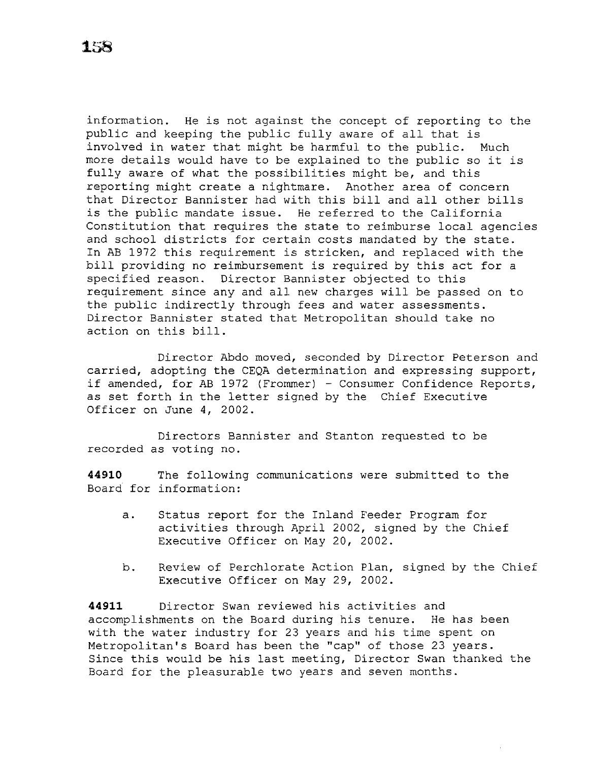information. He is not against the concept of reporting to the public and keeping the public fully aware of all that is involved in water that might be harmful to the public. Much more details would have to be explained to the public so it is fully aware of what the possibilities might be, and this reporting might create a nightmare. Another area of concern that Director Bannister had with this bill and all other bills is the public mandate issue. He referred to the California Constitution that requires the state to reimburse local agencies and school districts for certain costs mandated by the state. In AB 1972 this requirement is stricken, and replaced with the bill providing no reimbursement is required by this act for a specified reason. Director Bannister objected to this requirement since any and all new charges will be passed on to the public indirectly through fees and water assessments. Director Bannister stated that Metropolitan should take no action on this bill.

Director Abdo moved, seconded by Director Peterson and carried, adopting the CEQA determination and expressing support, if amended, for AB 1972 (Frommer) - Consumer Confidence Reports, as set forth in the letter signed by the Chief Executive Officer on June 4, 2002.

Directors Bannister and Stanton requested to be recorded as voting no.

**44910** The following communications were submitted to the Board for information:

a. Status report for the Inland Feeder Program for activities through April 2002, signed by the Chief Executive Officer on May 20, 2002.

b. Review of Perchlorate Action Plan, signed by the Chief Executive Officer on May 29, 2002.

**44911** Director Swan reviewed his activities and accomplishments on the Board during his tenure. He has been with the water industry for 23 years and his time spent on Metropolitan's Board has been the "cap" of those 23 years. Since this would be his last meeting, Director Swan thanked the Board for the pleasurable two years and seven months.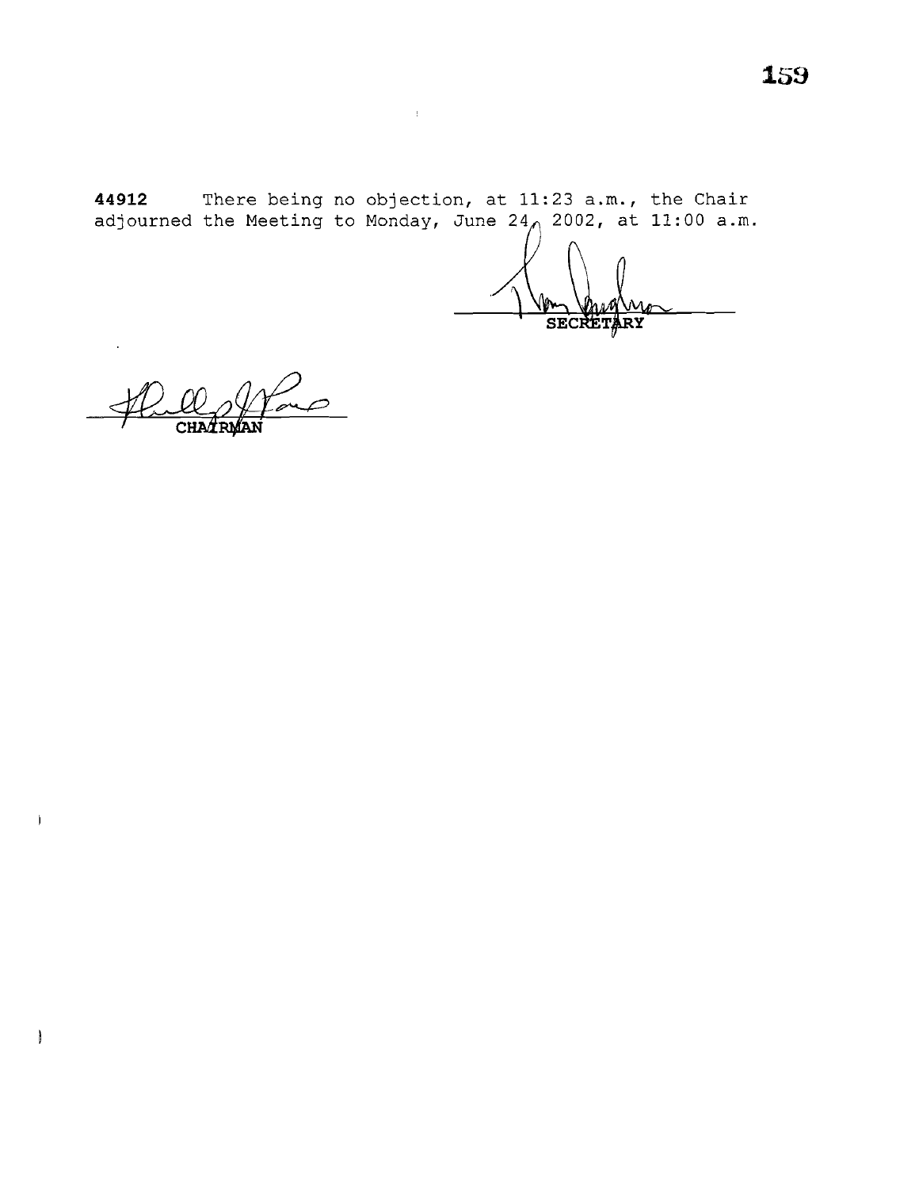**44912** There being no objection, at 11:23 a.m., the Chair adjourned the Meeting to Monday, June 24, 2002, at 11:00 a.m.

SECRETARY

CHAIRMAN